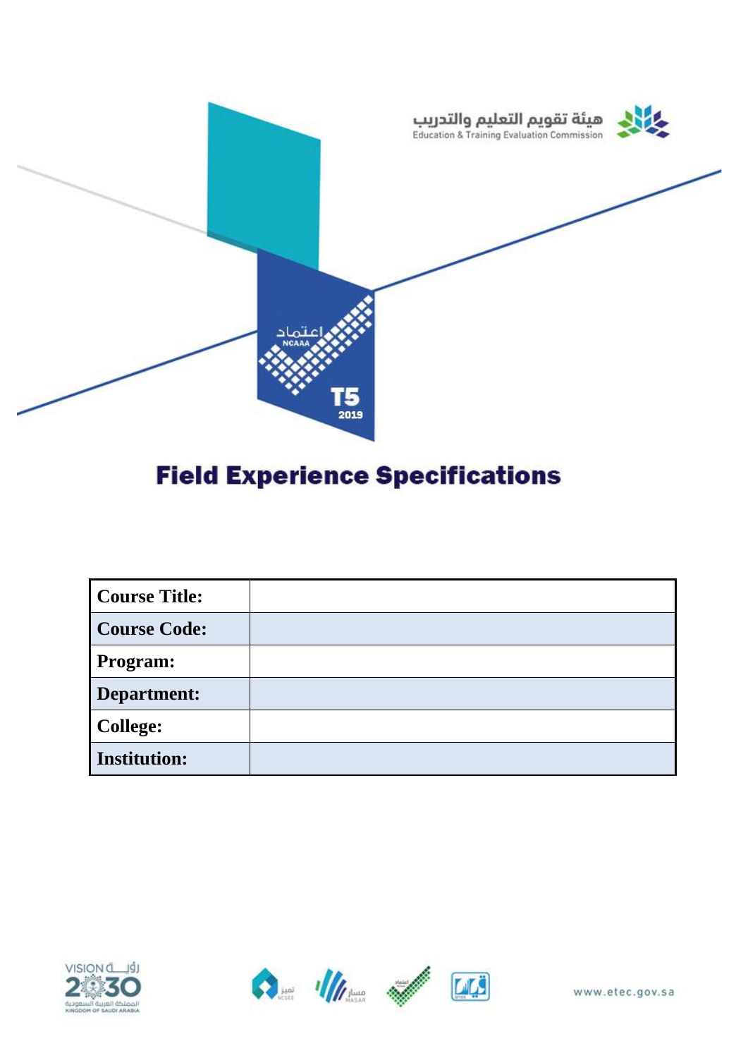هيئة تقويم التعليم والتدريب
Education & Training Evaluation Commission

# Field Experience Specifications

| Course Title: | |
|---|---|
| Course Code: | |
| Program: | |
| Department: | |
| College: | |
| Institution: | |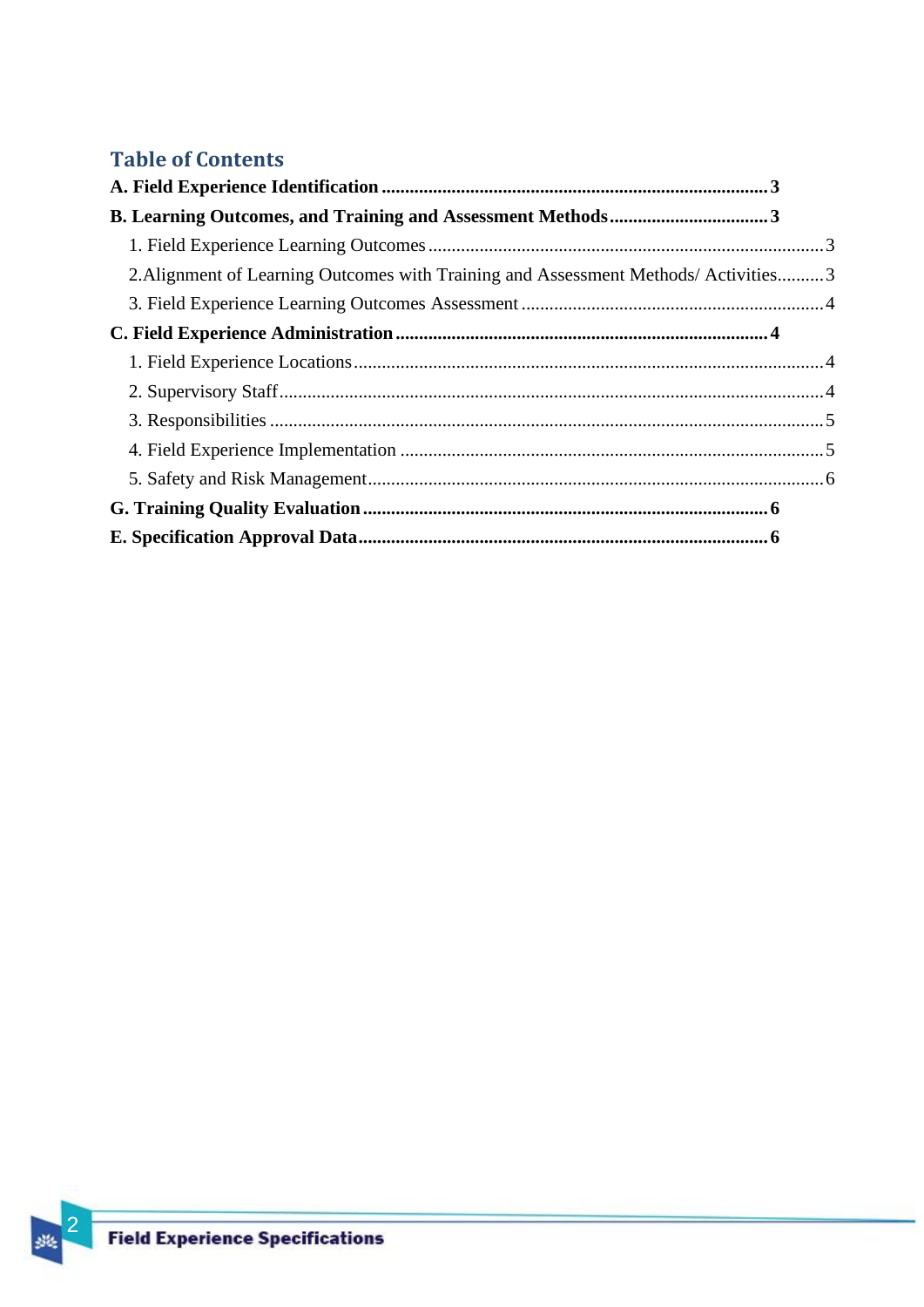## Table of Contents

**A. Field Experience Identification .......... 3**

**B. Learning Outcomes, and Training and Assessment Methods .......... 3**

- 1. Field Experience Learning Outcomes .......... 3
- 2.Alignment of Learning Outcomes with Training and Assessment Methods/ Activities .......... 3
- 3. Field Experience Learning Outcomes Assessment .......... 4

**C. Field Experience Administration .......... 4**

- 1. Field Experience Locations .......... 4
- 2. Supervisory Staff .......... 4
- 3. Responsibilities .......... 5
- 4. Field Experience Implementation .......... 5
- 5. Safety and Risk Management .......... 6

**G. Training Quality Evaluation .......... 6**

**E. Specification Approval Data .......... 6**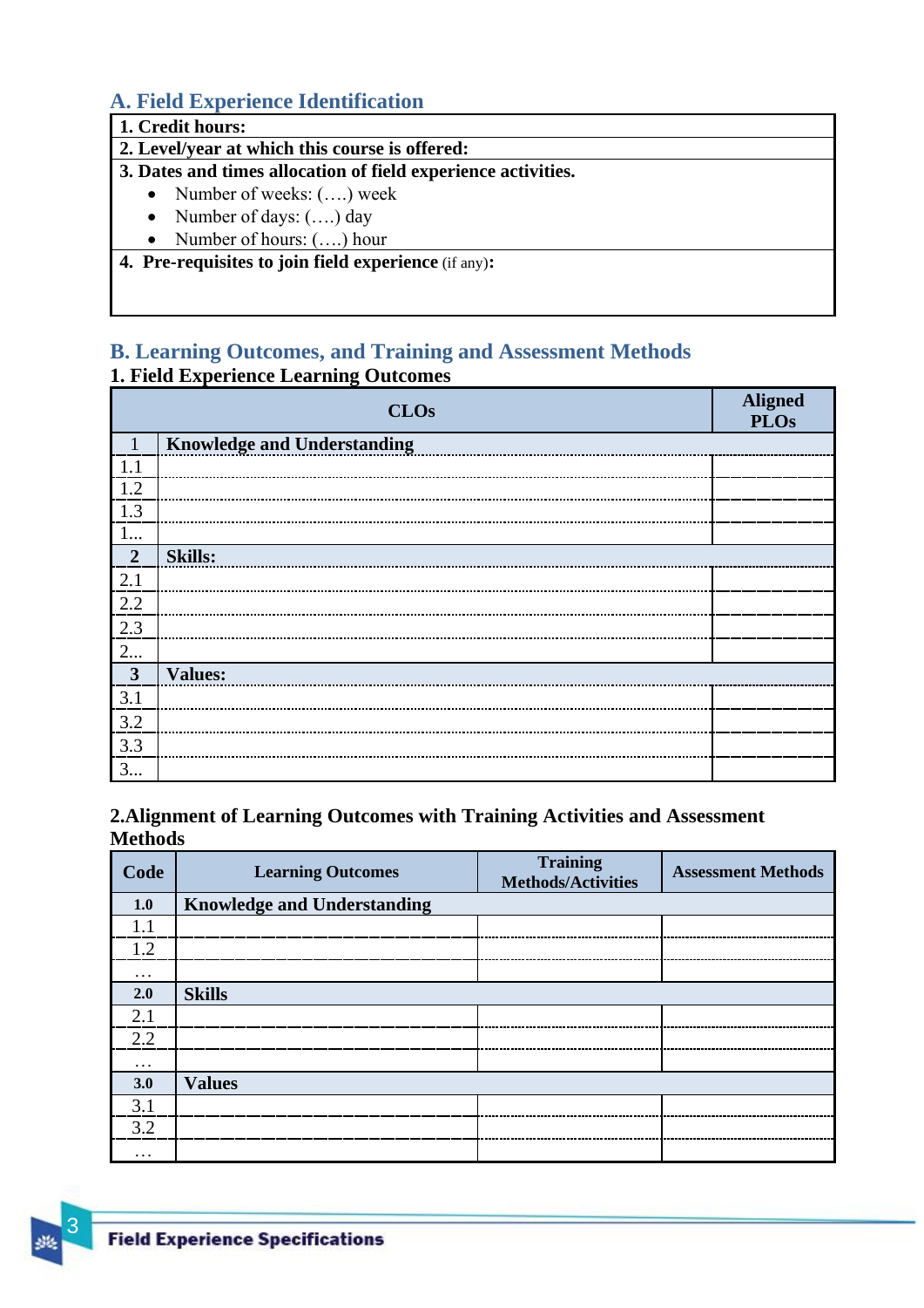## A. Field Experience Identification

| 1. Credit hours: |
|---|
| 2. Level/year at which this course is offered: |
| 3. Dates and times allocation of field experience activities.<br>• Number of weeks: (….) week<br>• Number of days: (….) day<br>• Number of hours: (….) hour |
| 4. Pre-requisites to join field experience (if any): |

## B. Learning Outcomes, and Training and Assessment Methods

### 1. Field Experience Learning Outcomes

| | CLOs | Aligned PLOs |
|---|---|---|
| 1 | **Knowledge and Understanding** | |
| 1.1 | | |
| 1.2 | | |
| 1.3 | | |
| 1... | | |
| 2 | **Skills:** | |
| 2.1 | | |
| 2.2 | | |
| 2.3 | | |
| 2... | | |
| 3 | **Values:** | |
| 3.1 | | |
| 3.2 | | |
| 3.3 | | |
| 3... | | |

### 2. Alignment of Learning Outcomes with Training Activities and Assessment Methods

| Code | Learning Outcomes | Training Methods/Activities | Assessment Methods |
|---|---|---|---|
| 1.0 | **Knowledge and Understanding** | | |
| 1.1 | | | |
| 1.2 | | | |
| … | | | |
| 2.0 | **Skills** | | |
| 2.1 | | | |
| 2.2 | | | |
| … | | | |
| 3.0 | **Values** | | |
| 3.1 | | | |
| 3.2 | | | |
| … | | | |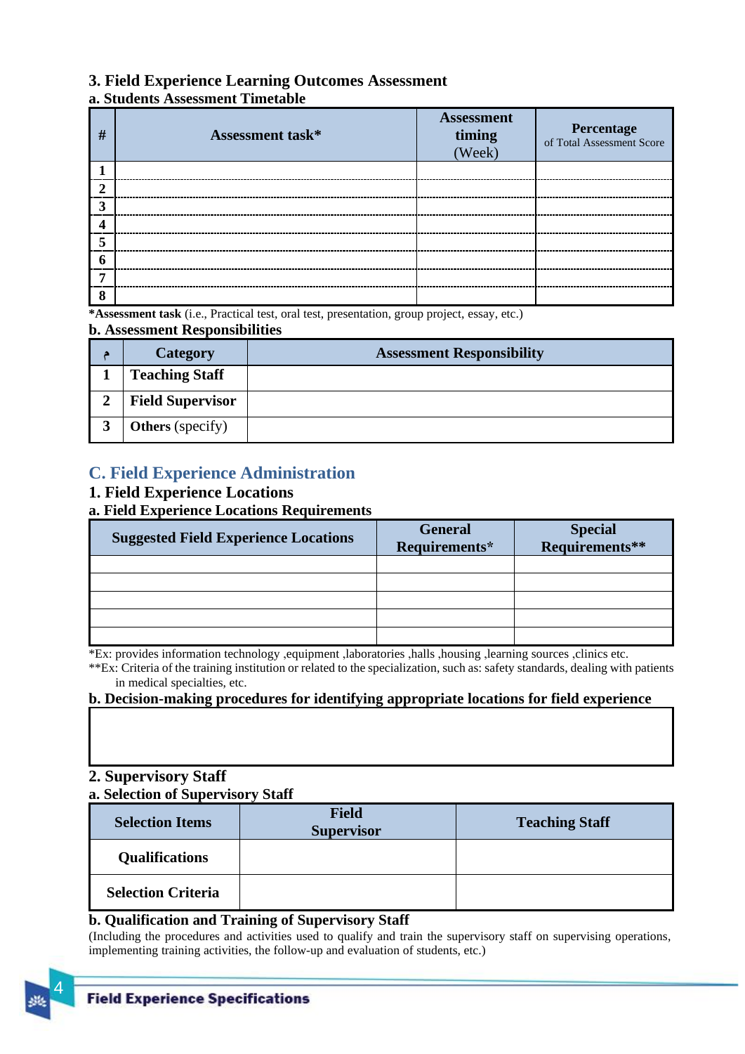## 3. Field Experience Learning Outcomes Assessment

### a. Students Assessment Timetable

| # | Assessment task* | Assessment timing (Week) | Percentage of Total Assessment Score |
|---|---|---|---|
| 1 | | | |
| 2 | | | |
| 3 | | | |
| 4 | | | |
| 5 | | | |
| 6 | | | |
| 7 | | | |
| 8 | | | |

***Assessment task** (i.e., Practical test, oral test, presentation, group project, essay, etc.)

### b. Assessment Responsibilities

| م | Category | Assessment Responsibility |
|---|---|---|
| 1 | **Teaching Staff** | |
| 2 | **Field Supervisor** | |
| 3 | **Others** (specify) | |

## C. Field Experience Administration

### 1. Field Experience Locations

### a. Field Experience Locations Requirements

| Suggested Field Experience Locations | General Requirements* | Special Requirements** |
|---|---|---|
| | | |
| | | |
| | | |
| | | |
| | | |

*Ex: provides information technology ,equipment ,laboratories ,halls ,housing ,learning sources ,clinics etc.

**Ex: Criteria of the training institution or related to the specialization, such as: safety standards, dealing with patients in medical specialties, etc.

### b. Decision-making procedures for identifying appropriate locations for field experience

| |
|---|
| |

### 2. Supervisory Staff

### a. Selection of Supervisory Staff

| Selection Items | Field Supervisor | Teaching Staff |
|---|---|---|
| **Qualifications** | | |
| **Selection Criteria** | | |

### b. Qualification and Training of Supervisory Staff

(Including the procedures and activities used to qualify and train the supervisory staff on supervising operations, implementing training activities, the follow-up and evaluation of students, etc.)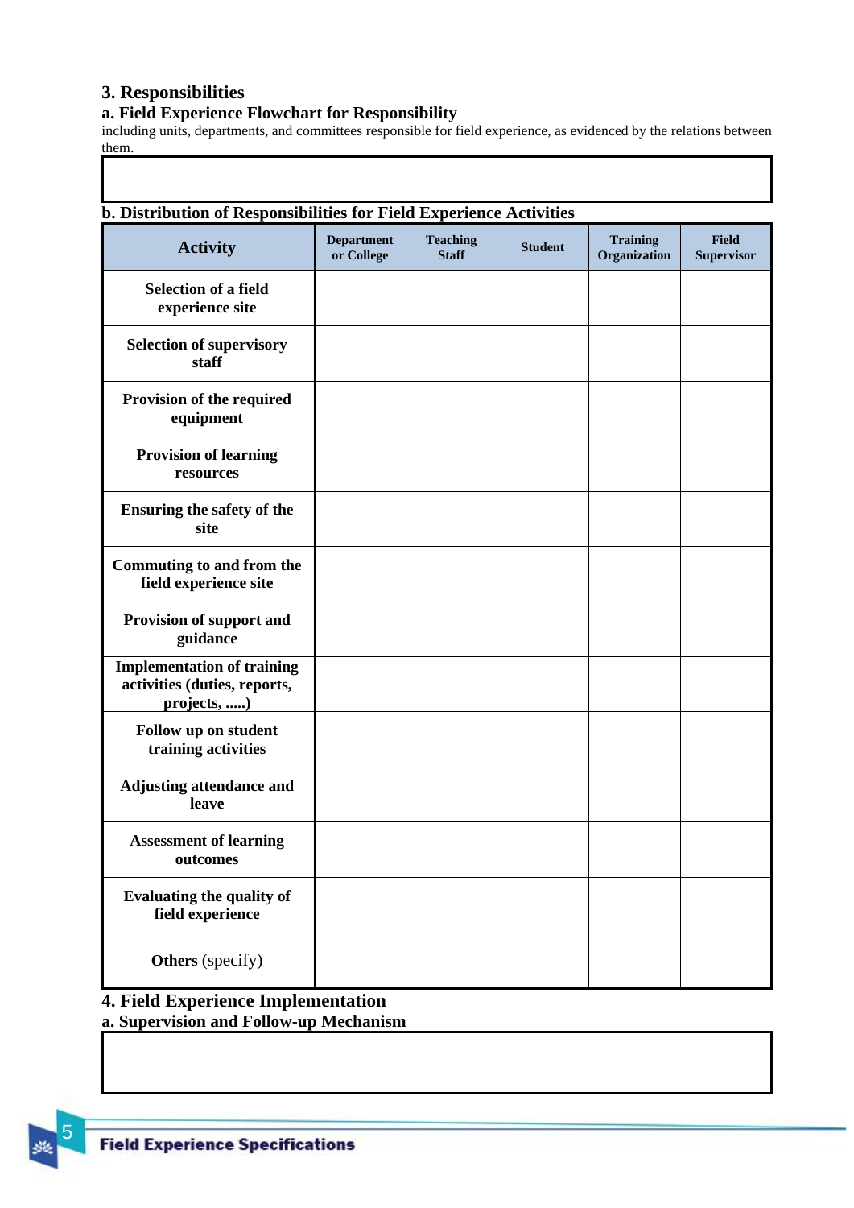## 3. Responsibilities

### a. Field Experience Flowchart for Responsibility

including units, departments, and committees responsible for field experience, as evidenced by the relations between them.

| |
|---|
| |

### b. Distribution of Responsibilities for Field Experience Activities

| Activity | Department or College | Teaching Staff | Student | Training Organization | Field Supervisor |
|---|---|---|---|---|---|
| Selection of a field experience site | | | | | |
| Selection of supervisory staff | | | | | |
| Provision of the required equipment | | | | | |
| Provision of learning resources | | | | | |
| Ensuring the safety of the site | | | | | |
| Commuting to and from the field experience site | | | | | |
| Provision of support and guidance | | | | | |
| Implementation of training activities (duties, reports, projects, .....) | | | | | |
| Follow up on student training activities | | | | | |
| Adjusting attendance and leave | | | | | |
| Assessment of learning outcomes | | | | | |
| Evaluating the quality of field experience | | | | | |
| **Others** (specify) | | | | | |

## 4. Field Experience Implementation

### a. Supervision and Follow-up Mechanism

| |
|---|
| |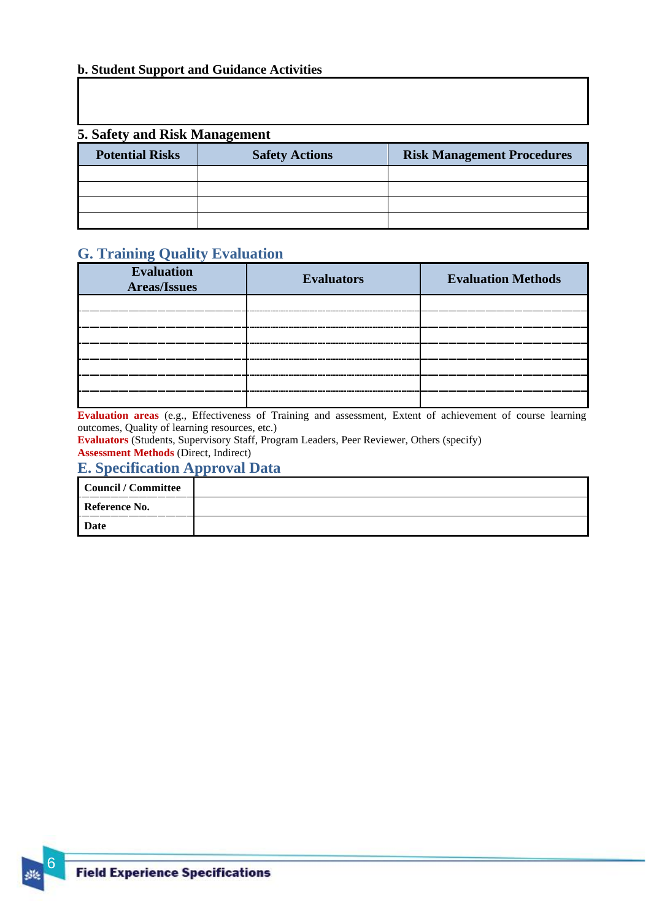**b. Student Support and Guidance Activities**

| |
|---|
| |

**5. Safety and Risk Management**

| Potential Risks | Safety Actions | Risk Management Procedures |
|---|---|---|
| | | |
| | | |
| | | |
| | | |

## G. Training Quality Evaluation

| Evaluation Areas/Issues | Evaluators | Evaluation Methods |
|---|---|---|
| | | |
| | | |
| | | |
| | | |
| | | |
| | | |
| | | |

**Evaluation areas** (e.g., Effectiveness of Training and assessment, Extent of achievement of course learning outcomes, Quality of learning resources, etc.)
**Evaluators** (Students, Supervisory Staff, Program Leaders, Peer Reviewer, Others (specify)
**Assessment Methods** (Direct, Indirect)

## E. Specification Approval Data

| | |
|---|---|
| **Council / Committee** | |
| **Reference No.** | |
| **Date** | |